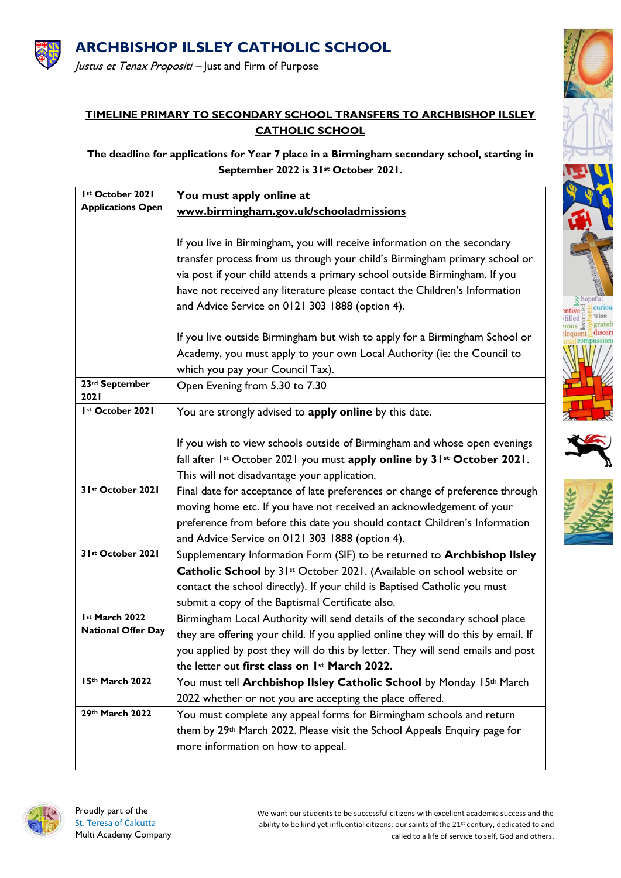# ARCHBISHOP ILSLEY CATHOLIC SCHOOL

*Justus et Tenax Propositi* – Just and Firm of Purpose

## TIMELINE PRIMARY TO SECONDARY SCHOOL TRANSFERS TO ARCHBISHOP ILSLEY CATHOLIC SCHOOL

**The deadline for applications for Year 7 place in a Birmingham secondary school, starting in September 2022 is 31st October 2021.**

| | |
|---|---|
| **1st October 2021 Applications Open** | **You must apply online at [www.birmingham.gov.uk/schooladmissions](www.birmingham.gov.uk/schooladmissions)**<br><br>If you live in Birmingham, you will receive information on the secondary transfer process from us through your child's Birmingham primary school or via post if your child attends a primary school outside Birmingham. If you have not received any literature please contact the Children's Information and Advice Service on 0121 303 1888 (option 4).<br><br>If you live outside Birmingham but wish to apply for a Birmingham School or Academy, you must apply to your own Local Authority (ie: the Council to which you pay your Council Tax). |
| **23rd September 2021** | Open Evening from 5.30 to 7.30 |
| **1st October 2021** | You are strongly advised to **apply online** by this date.<br><br>If you wish to view schools outside of Birmingham and whose open evenings fall after 1st October 2021 you must **apply online by 31st October 2021**. This will not disadvantage your application. |
| **31st October 2021** | Final date for acceptance of late preferences or change of preference through moving home etc. If you have not received an acknowledgement of your preference from before this date you should contact Children's Information and Advice Service on 0121 303 1888 (option 4). |
| **31st October 2021** | Supplementary Information Form (SIF) to be returned to **Archbishop Ilsley Catholic School** by 31st October 2021. (Available on school website or contact the school directly). If your child is Baptised Catholic you must submit a copy of the Baptismal Certificate also. |
| **1st March 2022 National Offer Day** | Birmingham Local Authority will send details of the secondary school place they are offering your child. If you applied online they will do this by email. If you applied by post they will do this by letter. They will send emails and post the letter out **first class on 1st March 2022.** |
| **15th March 2022** | You <u>must</u> tell **Archbishop Ilsley Catholic School** by Monday 15th March 2022 whether or not you are accepting the place offered. |
| **29th March 2022** | You must complete any appeal forms for Birmingham schools and return them by 29th March 2022. Please visit the School Appeals Enquiry page for more information on how to appeal. |

Proudly part of the St. Teresa of Calcutta Multi Academy Company

We want our students to be successful citizens with excellent academic success and the ability to be kind yet influential citizens: our saints of the 21st century, dedicated to and called to a life of service to self, God and others.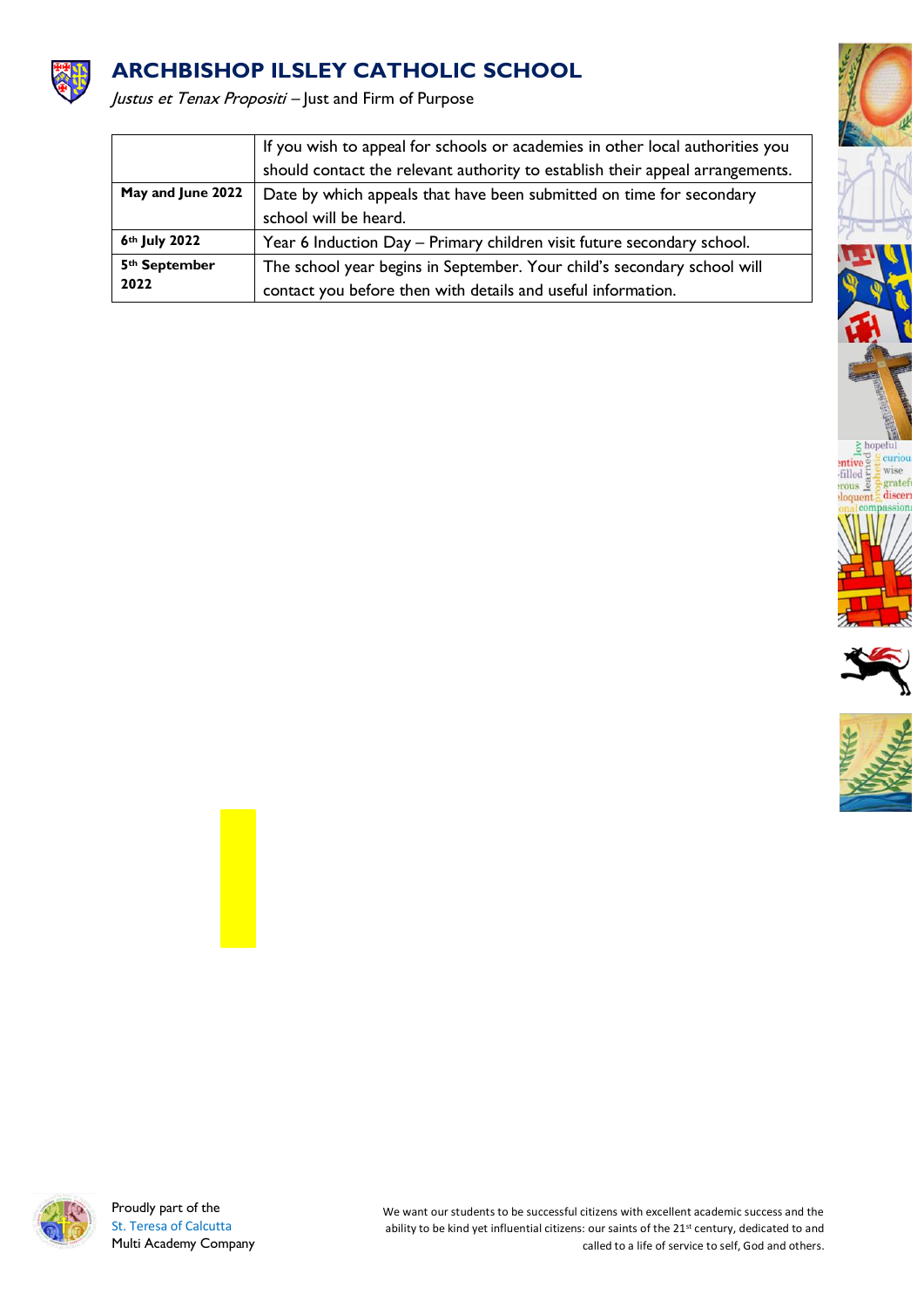| | |
|---|---|
| | If you wish to appeal for schools or academies in other local authorities you should contact the relevant authority to establish their appeal arrangements. |
| **May and June 2022** | Date by which appeals that have been submitted on time for secondary school will be heard. |
| **6th July 2022** | Year 6 Induction Day – Primary children visit future secondary school. |
| **5th September 2022** | The school year begins in September. Your child's secondary school will contact you before then with details and useful information. |